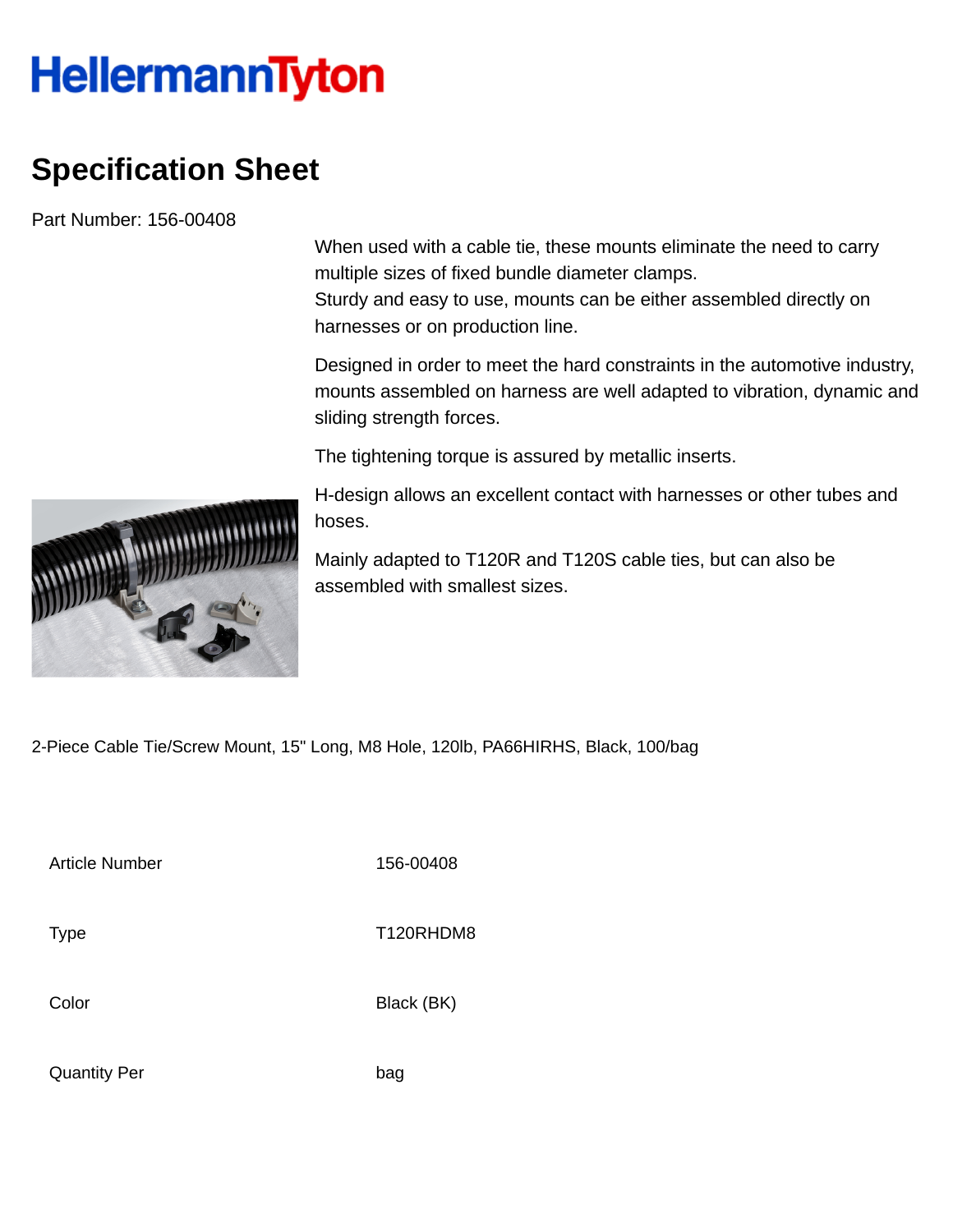# HellermannTyton

## Specification Sheet

Part Number: 156-00408

When used with a cable tie, these mounts eliminate the need to carry multiple sizes of fixed bundle diameter clamps.
Sturdy and easy to use, mounts can be either assembled directly on harnesses or on production line.

Designed in order to meet the hard constraints in the automotive industry, mounts assembled on harness are well adapted to vibration, dynamic and sliding strength forces.

The tightening torque is assured by metallic inserts.

H-design allows an excellent contact with harnesses or other tubes and hoses.

Mainly adapted to T120R and T120S cable ties, but can also be assembled with smallest sizes.

2-Piece Cable Tie/Screw Mount, 15" Long, M8 Hole, 120lb, PA66HIRHS, Black, 100/bag

| | |
|---|---|
| Article Number | 156-00408 |
| Type | T120RHDM8 |
| Color | Black (BK) |
| Quantity Per | bag |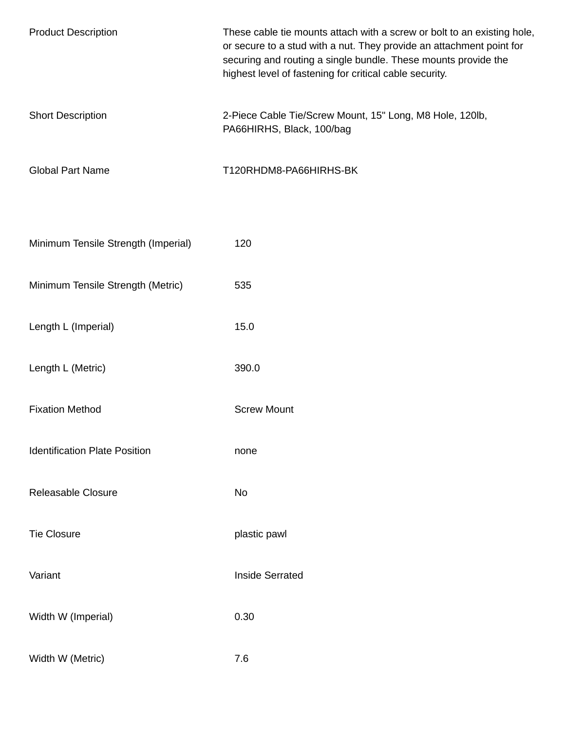| | |
|---|---|
| Product Description | These cable tie mounts attach with a screw or bolt to an existing hole, or secure to a stud with a nut. They provide an attachment point for securing and routing a single bundle. These mounts provide the highest level of fastening for critical cable security. |
| Short Description | 2-Piece Cable Tie/Screw Mount, 15" Long, M8 Hole, 120lb, PA66HIRHS, Black, 100/bag |
| Global Part Name | T120RHDM8-PA66HIRHS-BK |

| | |
|---|---|
| Minimum Tensile Strength (Imperial) | 120 |
| Minimum Tensile Strength (Metric) | 535 |
| Length L (Imperial) | 15.0 |
| Length L (Metric) | 390.0 |
| Fixation Method | Screw Mount |
| Identification Plate Position | none |
| Releasable Closure | No |
| Tie Closure | plastic pawl |
| Variant | Inside Serrated |
| Width W (Imperial) | 0.30 |
| Width W (Metric) | 7.6 |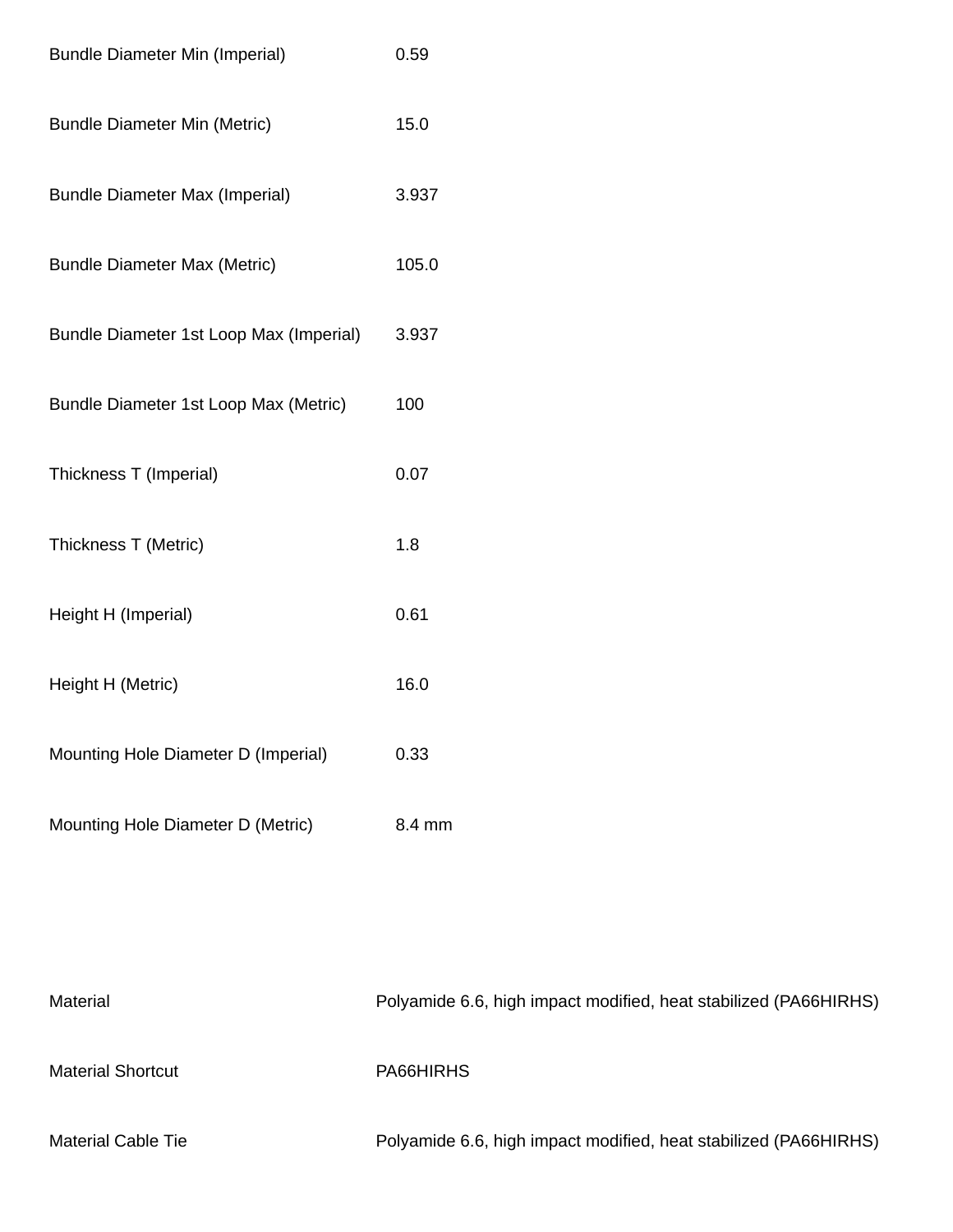| | |
|---|---|
| Bundle Diameter Min (Imperial) | 0.59 |
| Bundle Diameter Min (Metric) | 15.0 |
| Bundle Diameter Max (Imperial) | 3.937 |
| Bundle Diameter Max (Metric) | 105.0 |
| Bundle Diameter 1st Loop Max (Imperial) | 3.937 |
| Bundle Diameter 1st Loop Max (Metric) | 100 |
| Thickness T (Imperial) | 0.07 |
| Thickness T (Metric) | 1.8 |
| Height H (Imperial) | 0.61 |
| Height H (Metric) | 16.0 |
| Mounting Hole Diameter D (Imperial) | 0.33 |
| Mounting Hole Diameter D (Metric) | 8.4 mm |

| | |
|---|---|
| Material | Polyamide 6.6, high impact modified, heat stabilized (PA66HIRHS) |
| Material Shortcut | PA66HIRHS |
| Material Cable Tie | Polyamide 6.6, high impact modified, heat stabilized (PA66HIRHS) |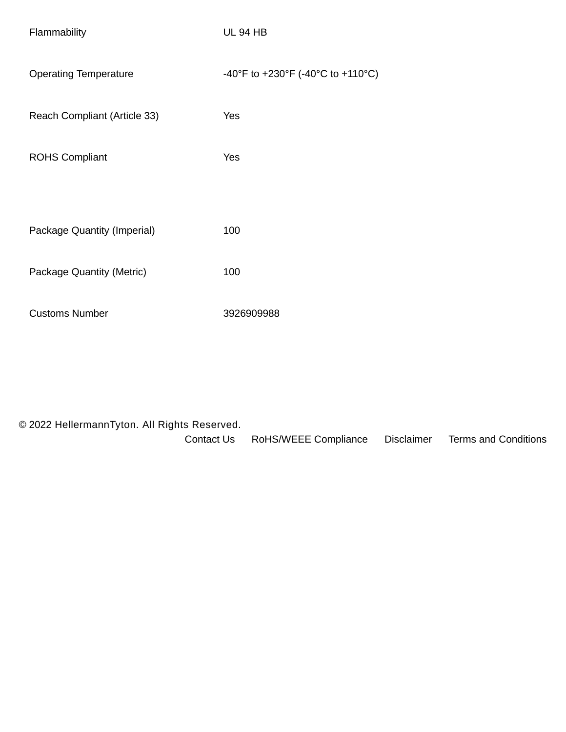| | |
|---|---|
| Flammability | UL 94 HB |
| Operating Temperature | -40°F to +230°F (-40°C to +110°C) |
| Reach Compliant (Article 33) | Yes |
| ROHS Compliant | Yes |

| | |
|---|---|
| Package Quantity (Imperial) | 100 |
| Package Quantity (Metric) | 100 |
| Customs Number | 3926909988 |

© 2022 HellermannTyton. All Rights Reserved.

Contact Us RoHS/WEEE Compliance Disclaimer Terms and Conditions